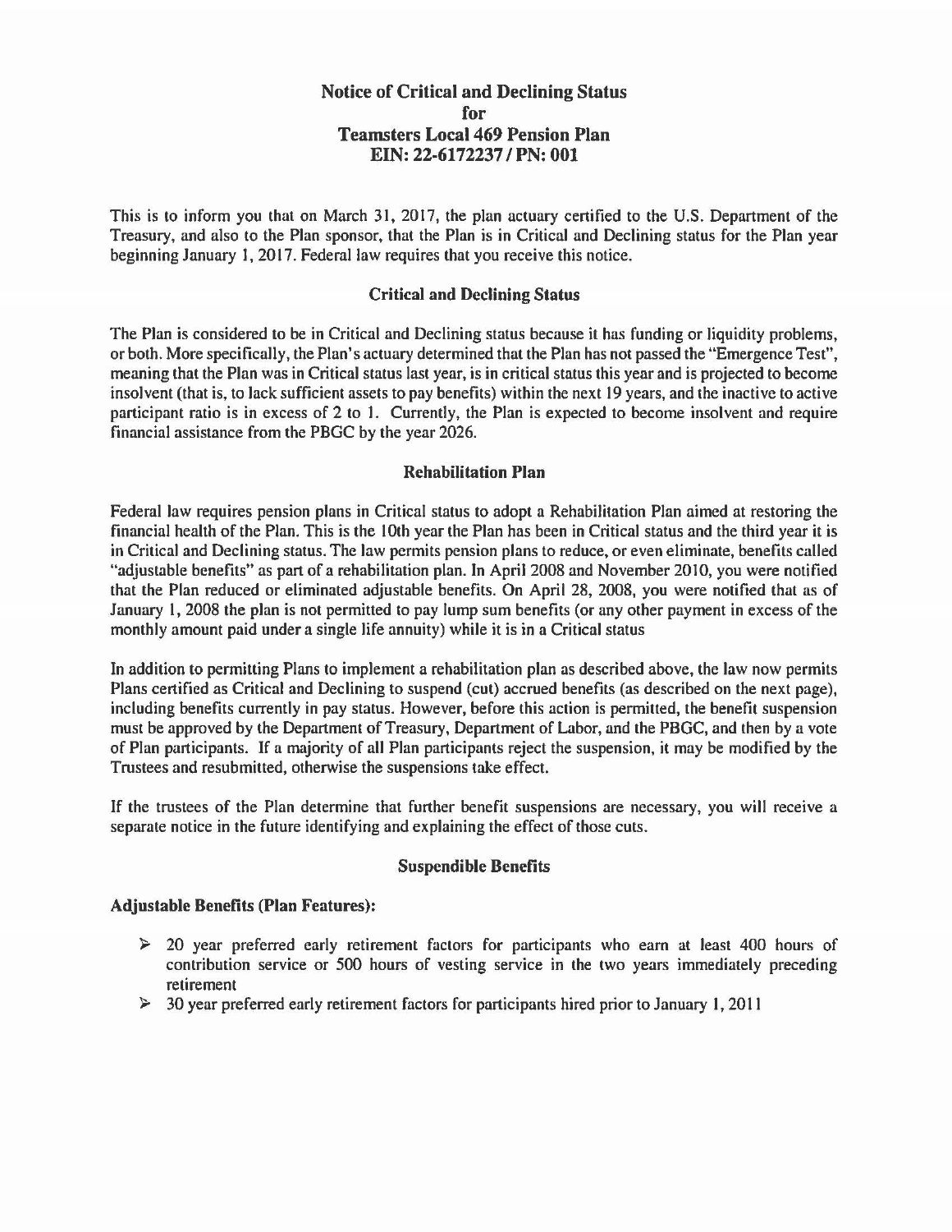# Notice of Critical and Declining Status for Teamsters Local 469 Pension Plan EIN: 22-6172237 / PN: 001

This is to inform you that on March 31, 2017, the plan actuary certified to the U.S. Department of the Treasury, and also to the Plan sponsor, that the Plan is in Critical and Declining status for the Plan year beginning January 1, 2017. Federal law requires that you receive this notice.

## Critical and Declining Status

The Plan is considered to be in Critical and Declining status because it has funding or liquidity problems, or both. More specifically, the Plan's actuary determined that the Plan has not passed the "Emergence Test", meaning that the Plan was in Critical status last year, is in critical status this year and is projected to become insolvent (that is, to lack sufficient assets to pay benefits) within the next 19 years, and the inactive to active participant ratio is in excess of 2 to 1. Currently, the Plan is expected to become insolvent and require financial assistance from the PBGC by the year 2026.

## Rehabilitation Plan

Federal law requires pension plans in Critical status to adopt a Rehabilitation Plan aimed at restoring the financial health of the Plan. This is the 10th year the Plan has been in Critical status and the third year it is in Critical and Declining status. The law permits pension plans to reduce, or even eliminate, benefits called "adjustable benefits" as part of a rehabilitation plan. In April 2008 and November 2010, you were notified that the Plan reduced or eliminated adjustable benefits. On April 28, 2008, you were notified that as of January 1, 2008 the plan is not permitted to pay lump sum benefits (or any other payment in excess of the monthly amount paid under a single life annuity) while it is in a Critical status

In addition to permitting Plans to implement a rehabilitation plan as described above, the law now permits Plans certified as Critical and Declining to suspend (cut) accrued benefits (as described on the next page), including benefits currently in pay status. However, before this action is permitted, the benefit suspension must be approved by the Department of Treasury, Department of Labor, and the PBGC, and then by a vote of Plan participants. If a majority of all Plan participants reject the suspension, it may be modified by the Trustees and resubmitted, otherwise the suspensions take effect.

If the trustees of the Plan determine that further benefit suspensions are necessary, you will receive a separate notice in the future identifying and explaining the effect of those cuts.

## Suspendible Benefits

**Adjustable Benefits (Plan Features):**

- 20 year preferred early retirement factors for participants who earn at least 400 hours of contribution service or 500 hours of vesting service in the two years immediately preceding retirement
- 30 year preferred early retirement factors for participants hired prior to January 1, 2011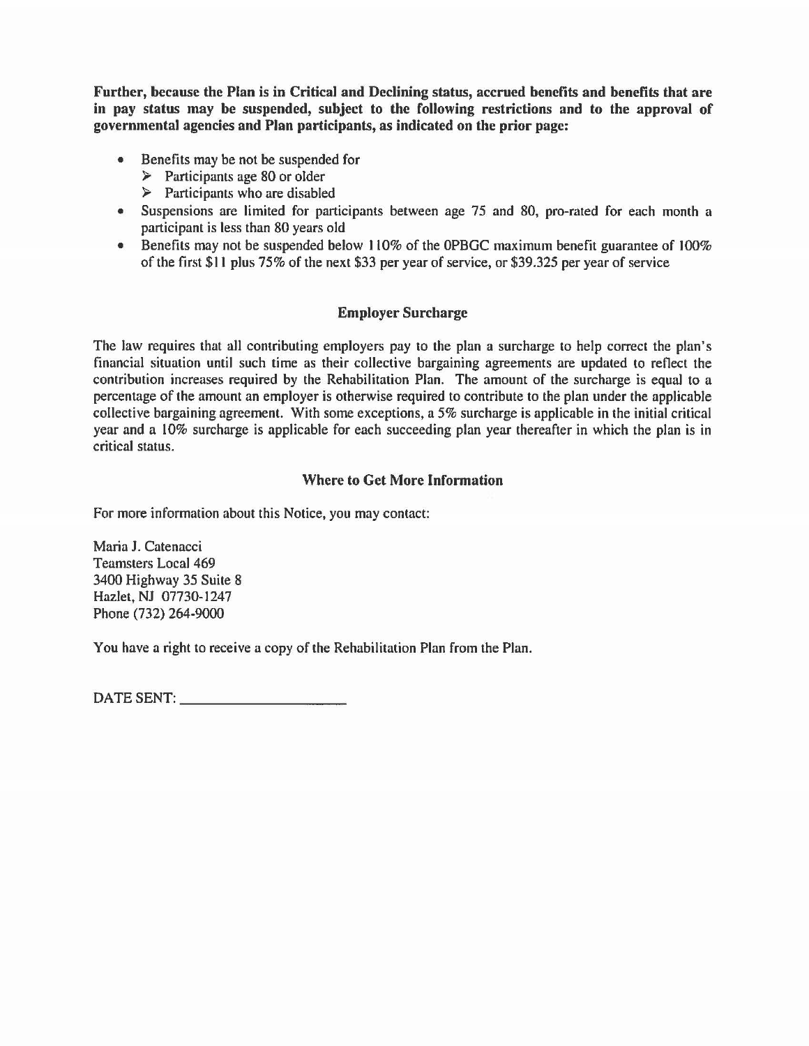**Further, because the Plan is in Critical and Declining status, accrued benefits and benefits that are in pay status may be suspended, subject to the following restrictions and to the approval of governmental agencies and Plan participants, as indicated on the prior page:**

- Benefits may be not be suspended for
  - Participants age 80 or older
  - Participants who are disabled
- Suspensions are limited for participants between age 75 and 80, pro-rated for each month a participant is less than 80 years old
- Benefits may not be suspended below 110% of the 0PBGC maximum benefit guarantee of 100% of the first $11 plus 75% of the next $33 per year of service, or $39.325 per year of service

### Employer Surcharge

The law requires that all contributing employers pay to the plan a surcharge to help correct the plan's financial situation until such time as their collective bargaining agreements are updated to reflect the contribution increases required by the Rehabilitation Plan. The amount of the surcharge is equal to a percentage of the amount an employer is otherwise required to contribute to the plan under the applicable collective bargaining agreement. With some exceptions, a 5% surcharge is applicable in the initial critical year and a 10% surcharge is applicable for each succeeding plan year thereafter in which the plan is in critical status.

### Where to Get More Information

For more information about this Notice, you may contact:

Maria J. Catenacci
Teamsters Local 469
3400 Highway 35 Suite 8
Hazlet, NJ 07730-1247
Phone (732) 264-9000

You have a right to receive a copy of the Rehabilitation Plan from the Plan.

DATE SENT: ____________________